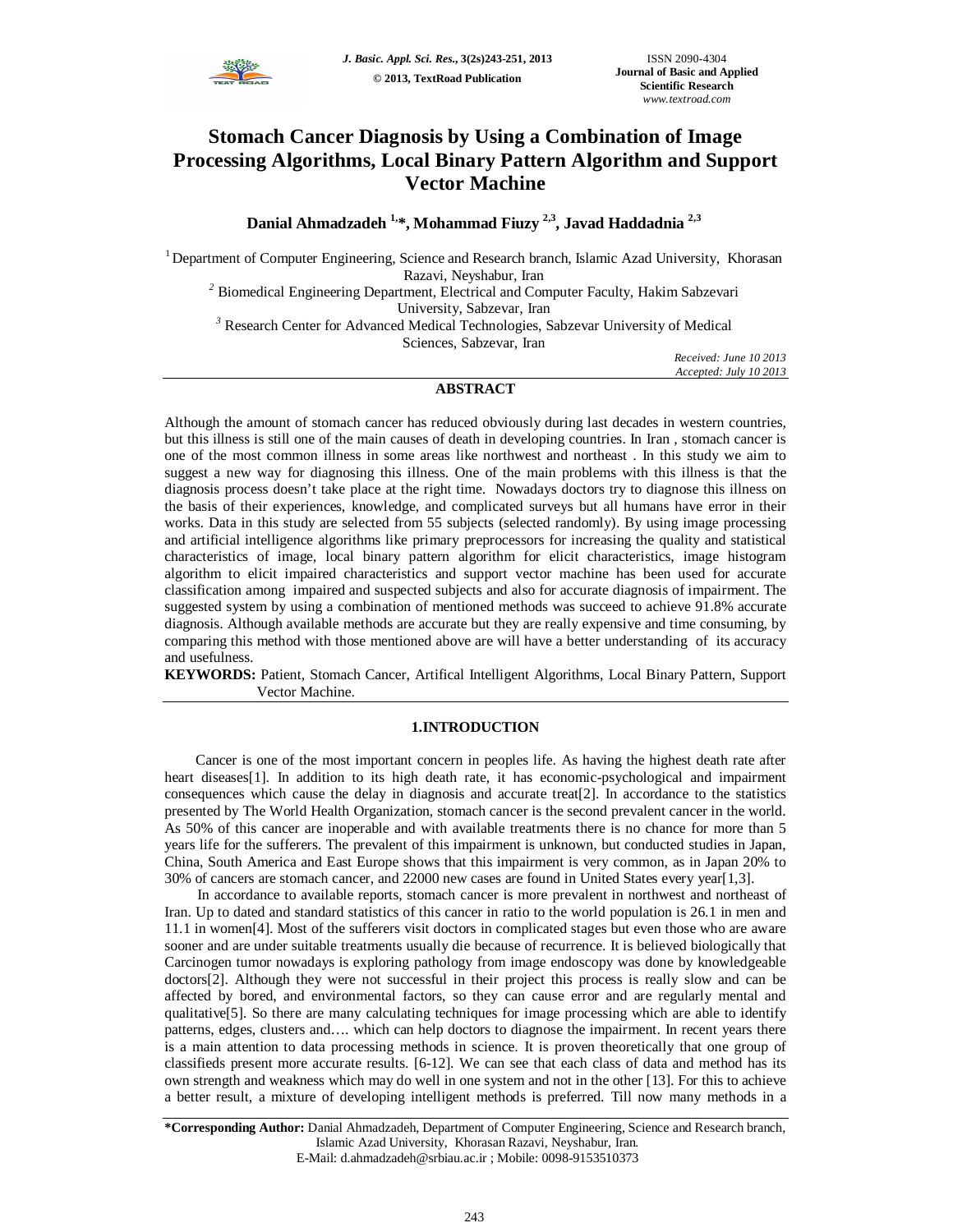# Stomach Cancer Diagnosis by Using a Combination of Image Processing Algorithms, Local Binary Pattern Algorithm and Support Vector Machine

**Danial Ahmadzadeh [1,*], Mohammad Fiuzy [2,3], Javad Haddadnia [2,3]**

[1] Department of Computer Engineering, Science and Research branch, Islamic Azad University, Khorasan Razavi, Neyshabur, Iran

[2] Biomedical Engineering Department, Electrical and Computer Faculty, Hakim Sabzevari University, Sabzevar, Iran

[3] Research Center for Advanced Medical Technologies, Sabzevar University of Medical Sciences, Sabzevar, Iran

*Received: June 10 2013*
*Accepted: July 10 2013*

## ABSTRACT

Although the amount of stomach cancer has reduced obviously during last decades in western countries, but this illness is still one of the main causes of death in developing countries. In Iran , stomach cancer is one of the most common illness in some areas like northwest and northeast . In this study we aim to suggest a new way for diagnosing this illness. One of the main problems with this illness is that the diagnosis process doesn't take place at the right time. Nowadays doctors try to diagnose this illness on the basis of their experiences, knowledge, and complicated surveys but all humans have error in their works. Data in this study are selected from 55 subjects (selected randomly). By using image processing and artificial intelligence algorithms like primary preprocessors for increasing the quality and statistical characteristics of image, local binary pattern algorithm for elicit characteristics, image histogram algorithm to elicit impaired characteristics and support vector machine has been used for accurate classification among impaired and suspected subjects and also for accurate diagnosis of impairment. The suggested system by using a combination of mentioned methods was succeed to achieve 91.8% accurate diagnosis. Although available methods are accurate but they are really expensive and time consuming, by comparing this method with those mentioned above are will have a better understanding of its accuracy and usefulness.

**KEYWORDS:** Patient, Stomach Cancer, Artifical Intelligent Algorithms, Local Binary Pattern, Support Vector Machine.

## 1.INTRODUCTION

Cancer is one of the most important concern in peoples life. As having the highest death rate after heart diseases[1]. In addition to its high death rate, it has economic-psychological and impairment consequences which cause the delay in diagnosis and accurate treat[2]. In accordance to the statistics presented by The World Health Organization, stomach cancer is the second prevalent cancer in the world. As 50% of this cancer are inoperable and with available treatments there is no chance for more than 5 years life for the sufferers. The prevalent of this impairment is unknown, but conducted studies in Japan, China, South America and East Europe shows that this impairment is very common, as in Japan 20% to 30% of cancers are stomach cancer, and 22000 new cases are found in United States every year[1,3].

In accordance to available reports, stomach cancer is more prevalent in northwest and northeast of Iran. Up to dated and standard statistics of this cancer in ratio to the world population is 26.1 in men and 11.1 in women[4]. Most of the sufferers visit doctors in complicated stages but even those who are aware sooner and are under suitable treatments usually die because of recurrence. It is believed biologically that Carcinogen tumor nowadays is exploring pathology from image endoscopy was done by knowledgeable doctors[2]. Although they were not successful in their project this process is really slow and can be affected by bored, and environmental factors, so they can cause error and are regularly mental and qualitative[5]. So there are many calculating techniques for image processing which are able to identify patterns, edges, clusters and…. which can help doctors to diagnose the impairment. In recent years there is a main attention to data processing methods in science. It is proven theoretically that one group of classifieds present more accurate results. [6-12]. We can see that each class of data and method has its own strength and weakness which may do well in one system and not in the other [13]. For this to achieve a better result, a mixture of developing intelligent methods is preferred. Till now many methods in a

**\*Corresponding Author:** Danial Ahmadzadeh, Department of Computer Engineering, Science and Research branch, Islamic Azad University, Khorasan Razavi, Neyshabur, Iran.
E-Mail: d.ahmadzadeh@srbiau.ac.ir ; Mobile: 0098-9153510373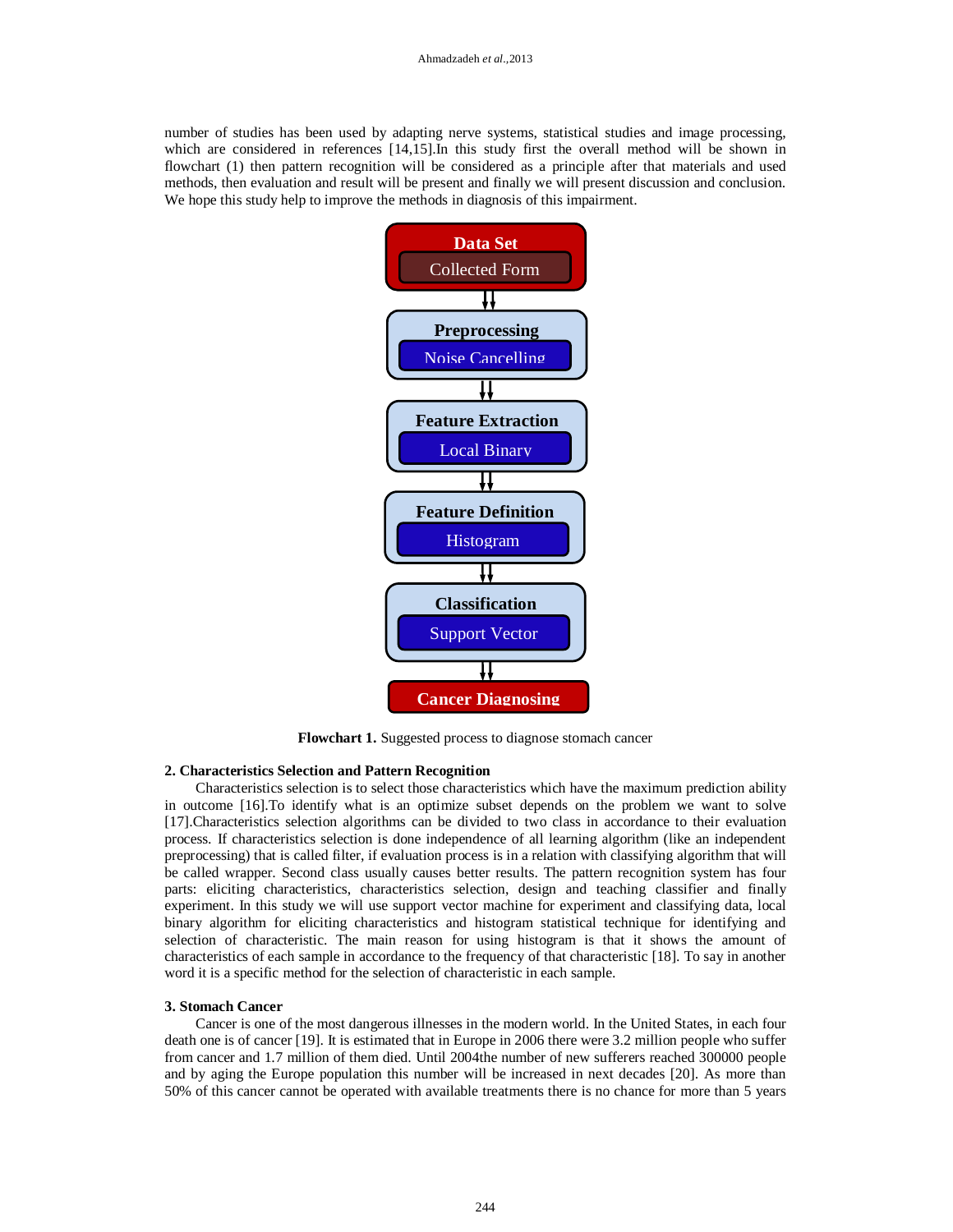number of studies has been used by adapting nerve systems, statistical studies and image processing, which are considered in references [14,15].In this study first the overall method will be shown in flowchart (1) then pattern recognition will be considered as a principle after that materials and used methods, then evaluation and result will be present and finally we will present discussion and conclusion. We hope this study help to improve the methods in diagnosis of this impairment.

**Data Set**
Collected Form

↓

**Preprocessing**
Noise Cancelling

↓

**Feature Extraction**
Local Binary

↓

**Feature Definition**
Histogram

↓

**Classification**
Support Vector

↓

**Cancer Diagnosing**

**Flowchart 1.** Suggested process to diagnose stomach cancer

## 2. Characteristics Selection and Pattern Recognition

Characteristics selection is to select those characteristics which have the maximum prediction ability in outcome [16].To identify what is an optimize subset depends on the problem we want to solve [17].Characteristics selection algorithms can be divided to two class in accordance to their evaluation process. If characteristics selection is done independence of all learning algorithm (like an independent preprocessing) that is called filter, if evaluation process is in a relation with classifying algorithm that will be called wrapper. Second class usually causes better results. The pattern recognition system has four parts: eliciting characteristics, characteristics selection, design and teaching classifier and finally experiment. In this study we will use support vector machine for experiment and classifying data, local binary algorithm for eliciting characteristics and histogram statistical technique for identifying and selection of characteristic. The main reason for using histogram is that it shows the amount of characteristics of each sample in accordance to the frequency of that characteristic [18]. To say in another word it is a specific method for the selection of characteristic in each sample.

## 3. Stomach Cancer

Cancer is one of the most dangerous illnesses in the modern world. In the United States, in each four death one is of cancer [19]. It is estimated that in Europe in 2006 there were 3.2 million people who suffer from cancer and 1.7 million of them died. Until 2004the number of new sufferers reached 300000 people and by aging the Europe population this number will be increased in next decades [20]. As more than 50% of this cancer cannot be operated with available treatments there is no chance for more than 5 years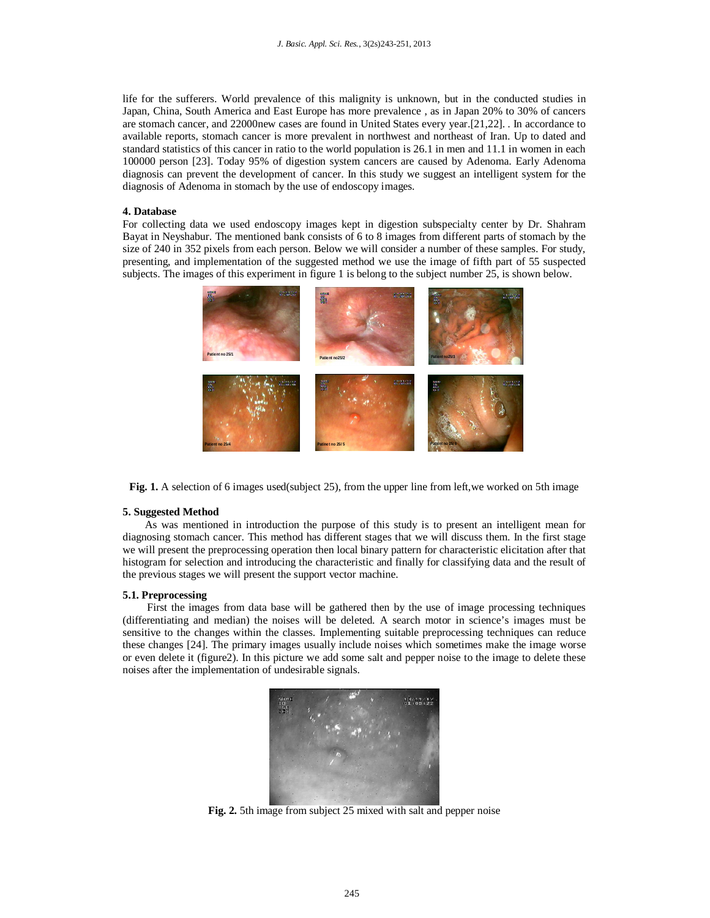life for the sufferers. World prevalence of this malignity is unknown, but in the conducted studies in Japan, China, South America and East Europe has more prevalence , as in Japan 20% to 30% of cancers are stomach cancer, and 22000new cases are found in United States every year.[21,22]. . In accordance to available reports, stomach cancer is more prevalent in northwest and northeast of Iran. Up to dated and standard statistics of this cancer in ratio to the world population is 26.1 in men and 11.1 in women in each 100000 person [23]. Today 95% of digestion system cancers are caused by Adenoma. Early Adenoma diagnosis can prevent the development of cancer. In this study we suggest an intelligent system for the diagnosis of Adenoma in stomach by the use of endoscopy images.

## 4. Database

For collecting data we used endoscopy images kept in digestion subspecialty center by Dr. Shahram Bayat in Neyshabur. The mentioned bank consists of 6 to 8 images from different parts of stomach by the size of 240 in 352 pixels from each person. Below we will consider a number of these samples. For study, presenting, and implementation of the suggested method we use the image of fifth part of 55 suspected subjects. The images of this experiment in figure 1 is belong to the subject number 25, is shown below.

**Fig. 1.** A selection of 6 images used(subject 25), from the upper line from left,we worked on 5th image

## 5. Suggested Method

As was mentioned in introduction the purpose of this study is to present an intelligent mean for diagnosing stomach cancer. This method has different stages that we will discuss them. In the first stage we will present the preprocessing operation then local binary pattern for characteristic elicitation after that histogram for selection and introducing the characteristic and finally for classifying data and the result of the previous stages we will present the support vector machine.

### 5.1. Preprocessing

First the images from data base will be gathered then by the use of image processing techniques (differentiating and median) the noises will be deleted. A search motor in science's images must be sensitive to the changes within the classes. Implementing suitable preprocessing techniques can reduce these changes [24]. The primary images usually include noises which sometimes make the image worse or even delete it (figure2). In this picture we add some salt and pepper noise to the image to delete these noises after the implementation of undesirable signals.

**Fig. 2.** 5th image from subject 25 mixed with salt and pepper noise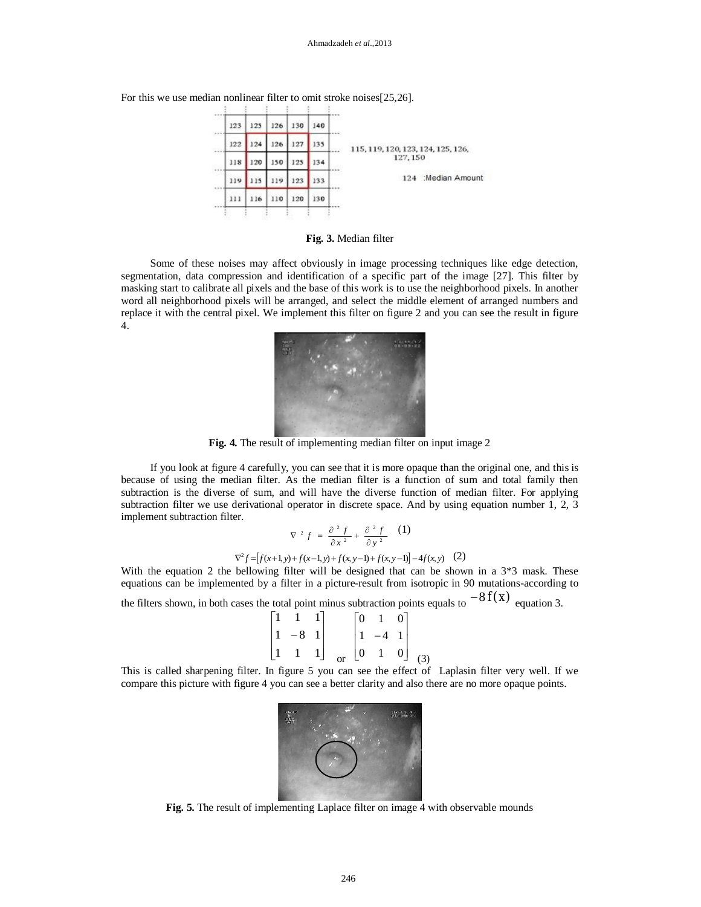For this we use median nonlinear filter to omit stroke noises[25,26].

| 123 | 125 | 126 | 130 | 140 |
|---|---|---|---|---|
| 122 | 124 | 126 | 127 | 135 |
| 118 | 120 | 150 | 125 | 134 |
| 119 | 115 | 119 | 123 | 133 |
| 111 | 116 | 110 | 120 | 130 |

115, 119, 120, 123, 124, 125, 126, 127, 150

124 :Median Amount

**Fig. 3.** Median filter

Some of these noises may affect obviously in image processing techniques like edge detection, segmentation, data compression and identification of a specific part of the image [27]. This filter by masking start to calibrate all pixels and the base of this work is to use the neighborhood pixels. In another word all neighborhood pixels will be arranged, and select the middle element of arranged numbers and replace it with the central pixel. We implement this filter on figure 2 and you can see the result in figure 4.

**Fig. 4.** The result of implementing median filter on input image 2

If you look at figure 4 carefully, you can see that it is more opaque than the original one, and this is because of using the median filter. As the median filter is a function of sum and total family then subtraction is the diverse of sum, and will have the diverse function of median filter. For applying subtraction filter we use derivational operator in discrete space. And by using equation number 1, 2, 3 implement subtraction filter.

$$\nabla^2 f = \frac{\partial^2 f}{\partial x^2} + \frac{\partial^2 f}{\partial y^2} \quad (1)$$

$$\nabla^2 f = \left[f(x+1,y) + f(x-1,y) + f(x,y-1) + f(x,y-1)\right] - 4f(x,y) \quad (2)$$

With the equation 2 the bellowing filter will be designed that can be shown in a 3*3 mask. These equations can be implemented by a filter in a picture-result from isotropic in 90 mutations-according to the filters shown, in both cases the total point minus subtraction points equals to $-8f(x)$ equation 3.

$$\begin{bmatrix} 1 & 1 & 1 \\ 1 & -8 & 1 \\ 1 & 1 & 1 \end{bmatrix} \text{ or } \begin{bmatrix} 0 & 1 & 0 \\ 1 & -4 & 1 \\ 0 & 1 & 0 \end{bmatrix} \quad (3)$$

This is called sharpening filter. In figure 5 you can see the effect of Laplasin filter very well. If we compare this picture with figure 4 you can see a better clarity and also there are no more opaque points.

**Fig. 5.** The result of implementing Laplace filter on image 4 with observable mounds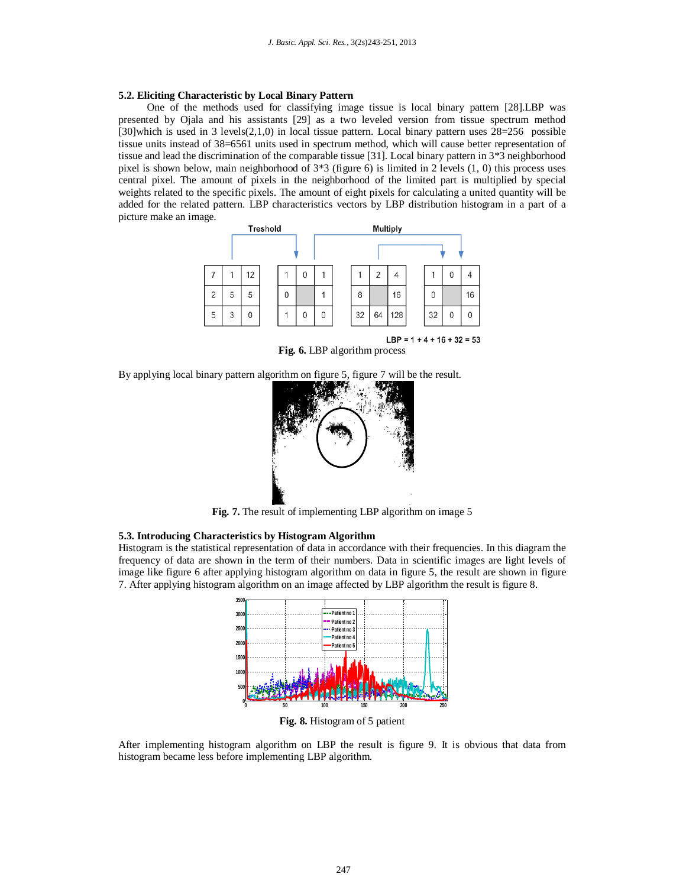### 5.2. Eliciting Characteristic by Local Binary Pattern

One of the methods used for classifying image tissue is local binary pattern [28].LBP was presented by Ojala and his assistants [29] as a two leveled version from tissue spectrum method [30]which is used in 3 levels(2,1,0) in local tissue pattern. Local binary pattern uses 28=256 possible tissue units instead of 38=6561 units used in spectrum method, which will cause better representation of tissue and lead the discrimination of the comparable tissue [31]. Local binary pattern in 3*3 neighborhood pixel is shown below, main neighborhood of 3*3 (figure 6) is limited in 2 levels (1, 0) this process uses central pixel. The amount of pixels in the neighborhood of the limited part is multiplied by special weights related to the specific pixels. The amount of eight pixels for calculating a united quantity will be added for the related pattern. LBP characteristics vectors by LBP distribution histogram in a part of a picture make an image.

**Fig. 6.** LBP algorithm process

By applying local binary pattern algorithm on figure 5, figure 7 will be the result.

**Fig. 7.** The result of implementing LBP algorithm on image 5

### 5.3. Introducing Characteristics by Histogram Algorithm

Histogram is the statistical representation of data in accordance with their frequencies. In this diagram the frequency of data are shown in the term of their numbers. Data in scientific images are light levels of image like figure 6 after applying histogram algorithm on data in figure 5, the result are shown in figure 7. After applying histogram algorithm on an image affected by LBP algorithm the result is figure 8.

**Fig. 8.** Histogram of 5 patient

After implementing histogram algorithm on LBP the result is figure 9. It is obvious that data from histogram became less before implementing LBP algorithm.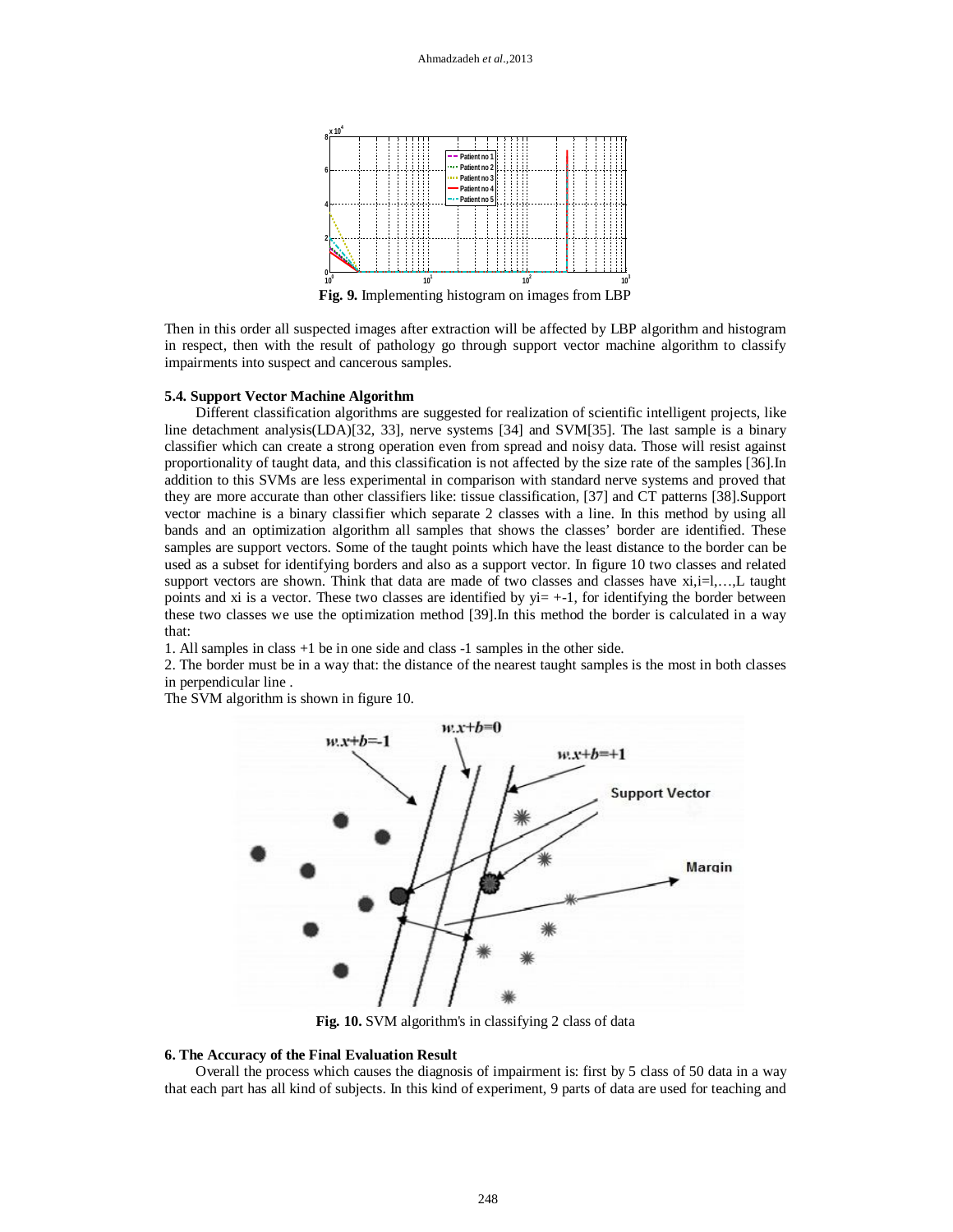Fig. 9. Implementing histogram on images from LBP

Then in this order all suspected images after extraction will be affected by LBP algorithm and histogram in respect, then with the result of pathology go through support vector machine algorithm to classify impairments into suspect and cancerous samples.

#### 5.4. Support Vector Machine Algorithm

Different classification algorithms are suggested for realization of scientific intelligent projects, like line detachment analysis(LDA)[32, 33], nerve systems [34] and SVM[35]. The last sample is a binary classifier which can create a strong operation even from spread and noisy data. Those will resist against proportionality of taught data, and this classification is not affected by the size rate of the samples [36].In addition to this SVMs are less experimental in comparison with standard nerve systems and proved that they are more accurate than other classifiers like: tissue classification, [37] and CT patterns [38].Support vector machine is a binary classifier which separate 2 classes with a line. In this method by using all bands and an optimization algorithm all samples that shows the classes' border are identified. These samples are support vectors. Some of the taught points which have the least distance to the border can be used as a subset for identifying borders and also as a support vector. In figure 10 two classes and related support vectors are shown. Think that data are made of two classes and classes have $x_i, i=l,\ldots,L$ taught points and $x_i$ is a vector. These two classes are identified by $y_i = +-1$, for identifying the border between these two classes we use the optimization method [39].In this method the border is calculated in a way that:

1. All samples in class +1 be in one side and class -1 samples in the other side.
2. The border must be in a way that: the distance of the nearest taught samples is the most in both classes in perpendicular line .

The SVM algorithm is shown in figure 10.

Fig. 10. SVM algorithm's in classifying 2 class of data

#### 6. The Accuracy of the Final Evaluation Result

Overall the process which causes the diagnosis of impairment is: first by 5 class of 50 data in a way that each part has all kind of subjects. In this kind of experiment, 9 parts of data are used for teaching and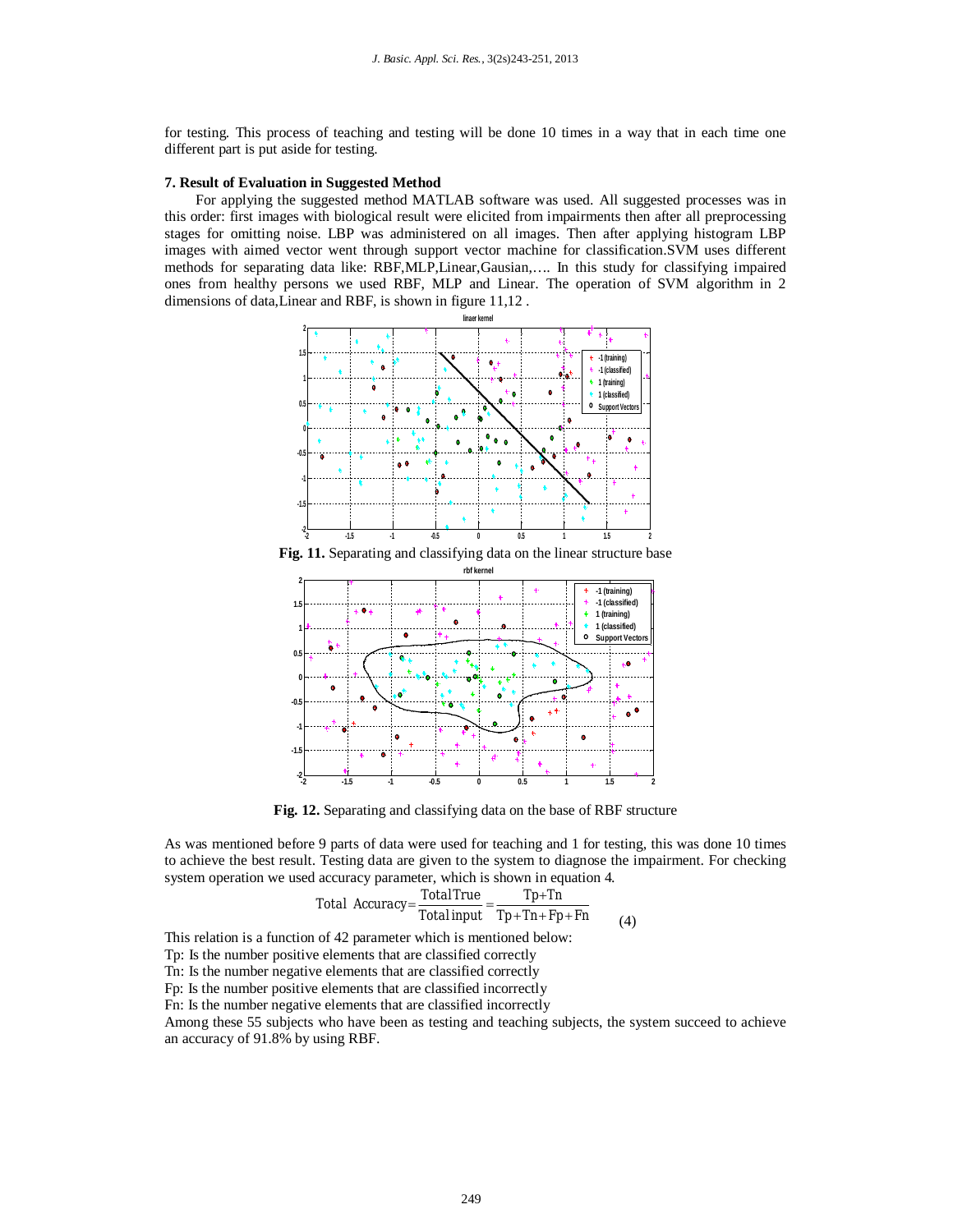for testing. This process of teaching and testing will be done 10 times in a way that in each time one different part is put aside for testing.

### 7. Result of Evaluation in Suggested Method

For applying the suggested method MATLAB software was used. All suggested processes was in this order: first images with biological result were elicited from impairments then after all preprocessing stages for omitting noise. LBP was administered on all images. Then after applying histogram LBP images with aimed vector went through support vector machine for classification.SVM uses different methods for separating data like: RBF,MLP,Linear,Gausian,…. In this study for classifying impaired ones from healthy persons we used RBF, MLP and Linear. The operation of SVM algorithm in 2 dimensions of data,Linear and RBF, is shown in figure 11,12 .

**Fig. 11.** Separating and classifying data on the linear structure base

**Fig. 12.** Separating and classifying data on the base of RBF structure

As was mentioned before 9 parts of data were used for teaching and 1 for testing, this was done 10 times to achieve the best result. Testing data are given to the system to diagnose the impairment. For checking system operation we used accuracy parameter, which is shown in equation 4.

$$\text{Total Accuracy} = \frac{\text{Total True}}{\text{Total input}} = \frac{Tp + Tn}{Tp + Tn + Fp + Fn} \quad (4)$$

This relation is a function of 42 parameter which is mentioned below:

Tp: Is the number positive elements that are classified correctly

Tn: Is the number negative elements that are classified correctly

Fp: Is the number positive elements that are classified incorrectly

Fn: Is the number negative elements that are classified incorrectly

Among these 55 subjects who have been as testing and teaching subjects, the system succeed to achieve an accuracy of 91.8% by using RBF.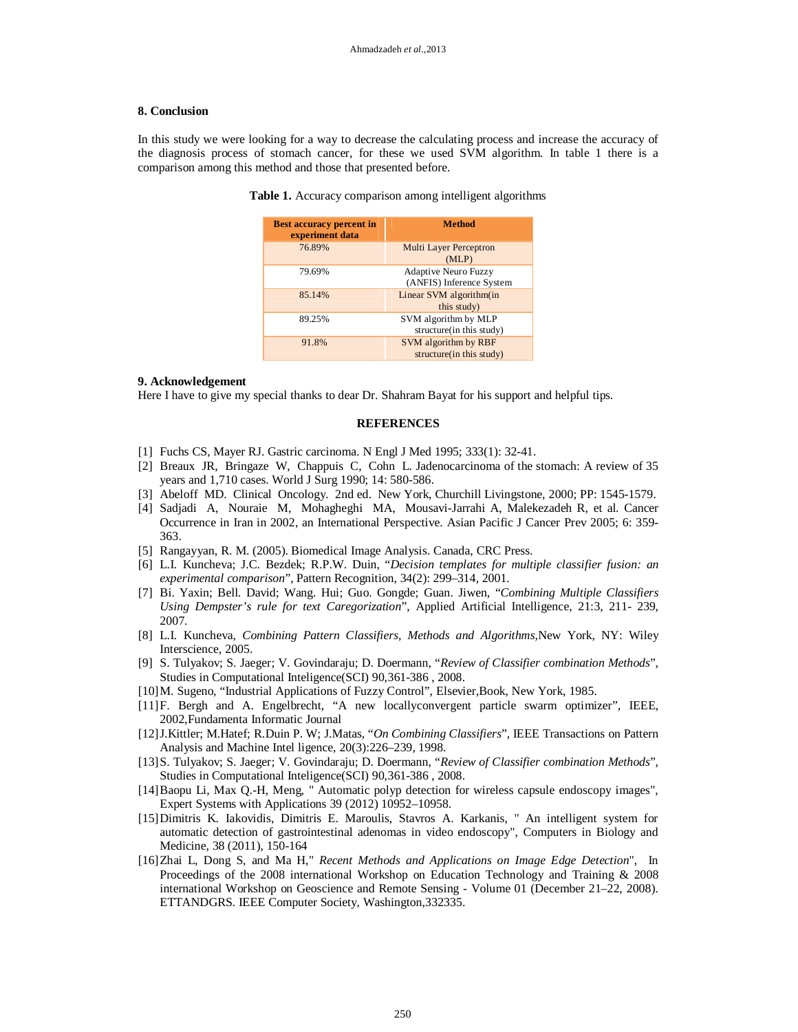## 8. Conclusion

In this study we were looking for a way to decrease the calculating process and increase the accuracy of the diagnosis process of stomach cancer, for these we used SVM algorithm. In table 1 there is a comparison among this method and those that presented before.

**Table 1.** Accuracy comparison among intelligent algorithms

| Best accuracy percent in experiment data | Method |
|---|---|
| 76.89% | Multi Layer Perceptron (MLP) |
| 79.69% | Adaptive Neuro Fuzzy (ANFIS) Inference System |
| 85.14% | Linear SVM algorithm(in this study) |
| 89.25% | SVM algorithm by MLP structure(in this study) |
| 91.8% | SVM algorithm by RBF structure(in this study) |

## 9. Acknowledgement

Here I have to give my special thanks to dear Dr. Shahram Bayat for his support and helpful tips.

## REFERENCES

[1] Fuchs CS, Mayer RJ. Gastric carcinoma. N Engl J Med 1995; 333(1): 32-41.

[2] Breaux JR, Bringaze W, Chappuis C, Cohn L. Jadenocarcinoma of the stomach: A review of 35 years and 1,710 cases. World J Surg 1990; 14: 580-586.

[3] Abeloff MD. Clinical Oncology. 2nd ed. New York, Churchill Livingstone, 2000; PP: 1545-1579.

[4] Sadjadi A, Nouraie M, Mohagheghi MA, Mousavi-Jarrahi A, Malekezadeh R, et al. Cancer Occurrence in Iran in 2002, an International Perspective. Asian Pacific J Cancer Prev 2005; 6: 359-363.

[5] Rangayyan, R. M. (2005). Biomedical Image Analysis. Canada, CRC Press.

[6] L.I. Kuncheva; J.C. Bezdek; R.P.W. Duin, "*Decision templates for multiple classifier fusion: an experimental comparison*", Pattern Recognition, 34(2): 299–314, 2001.

[7] Bi. Yaxin; Bell. David; Wang. Hui; Guo. Gongde; Guan. Jiwen, "*Combining Multiple Classifiers Using Dempster's rule for text Caregorization*", Applied Artificial Intelligence, 21:3, 211- 239, 2007.

[8] L.I. Kuncheva, *Combining Pattern Classifiers, Methods and Algorithms*,New York, NY: Wiley Interscience, 2005.

[9] S. Tulyakov; S. Jaeger; V. Govindaraju; D. Doermann, "*Review of Classifier combination Methods*", Studies in Computational Inteligence(SCI) 90,361-386 , 2008.

[10] M. Sugeno, "Industrial Applications of Fuzzy Control", Elsevier,Book, New York, 1985.

[11] F. Bergh and A. Engelbrecht, "A new locallyconvergent particle swarm optimizer", IEEE, 2002,Fundamenta Informatic Journal

[12] J.Kittler; M.Hatef; R.Duin P. W; J.Matas, "*On Combining Classifiers*", IEEE Transactions on Pattern Analysis and Machine Intel ligence, 20(3):226–239, 1998.

[13] S. Tulyakov; S. Jaeger; V. Govindaraju; D. Doermann, "*Review of Classifier combination Methods*", Studies in Computational Inteligence(SCI) 90,361-386 , 2008.

[14] Baopu Li, Max Q.-H, Meng, " Automatic polyp detection for wireless capsule endoscopy images", Expert Systems with Applications 39 (2012) 10952–10958.

[15] Dimitris K. Iakovidis, Dimitris E. Maroulis, Stavros A. Karkanis, " An intelligent system for automatic detection of gastrointestinal adenomas in video endoscopy", Computers in Biology and Medicine, 38 (2011), 150-164

[16] Zhai L, Dong S, and Ma H," *Recent Methods and Applications on Image Edge Detection*", In Proceedings of the 2008 international Workshop on Education Technology and Training & 2008 international Workshop on Geoscience and Remote Sensing - Volume 01 (December 21–22, 2008). ETTANDGRS. IEEE Computer Society, Washington,332335.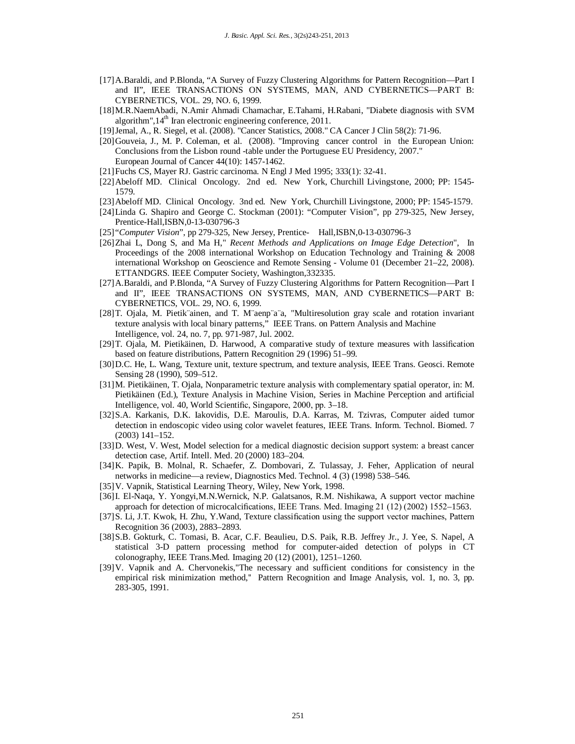[17] A.Baraldi, and P.Blonda, "A Survey of Fuzzy Clustering Algorithms for Pattern Recognition—Part I and II", IEEE TRANSACTIONS ON SYSTEMS, MAN, AND CYBERNETICS—PART B: CYBERNETICS, VOL. 29, NO. 6, 1999.

[18] M.R.NaemAbadi, N.Amir Ahmadi Chamachar, E.Tahami, H.Rabani, "Diabete diagnosis with SVM algorithm",14th Iran electronic engineering conference, 2011.

[19] Jemal, A., R. Siegel, et al. (2008). "Cancer Statistics, 2008." CA Cancer J Clin 58(2): 71-96.

[20] Gouveia, J., M. P. Coleman, et al. (2008). "Improving cancer control in the European Union: Conclusions from the Lisbon round -table under the Portuguese EU Presidency, 2007." European Journal of Cancer 44(10): 1457-1462.

[21] Fuchs CS, Mayer RJ. Gastric carcinoma. N Engl J Med 1995; 333(1): 32-41.

[22] Abeloff MD. Clinical Oncology. 2nd ed. New York, Churchill Livingstone, 2000; PP: 1545-1579.

[23] Abeloff MD. Clinical Oncology. 3nd ed. New York, Churchill Livingstone, 2000; PP: 1545-1579.

[24] Linda G. Shapiro and George C. Stockman (2001): "Computer Vision", pp 279-325, New Jersey, Prentice-Hall,ISBN,0-13-030796-3

[25] "*Computer Vision*", pp 279-325, New Jersey, Prentice- Hall,ISBN,0-13-030796-3

[26] Zhai L, Dong S, and Ma H," *Recent Methods and Applications on Image Edge Detection*", In Proceedings of the 2008 international Workshop on Education Technology and Training & 2008 international Workshop on Geoscience and Remote Sensing - Volume 01 (December 21–22, 2008). ETTANDGRS. IEEE Computer Society, Washington,332335.

[27] A.Baraldi, and P.Blonda, "A Survey of Fuzzy Clustering Algorithms for Pattern Recognition—Part I and II", IEEE TRANSACTIONS ON SYSTEMS, MAN, AND CYBERNETICS—PART B: CYBERNETICS, VOL. 29, NO. 6, 1999.

[28] T. Ojala, M. Pietik¨ainen, and T. M¨aenp¨a¨a, "Multiresolution gray scale and rotation invariant texture analysis with local binary patterns," IEEE Trans. on Pattern Analysis and Machine Intelligence, vol. 24, no. 7, pp. 971-987, Jul. 2002.

[29] T. Ojala, M. Pietikäinen, D. Harwood, A comparative study of texture measures with lassification based on feature distributions, Pattern Recognition 29 (1996) 51–99.

[30] D.C. He, L. Wang, Texture unit, texture spectrum, and texture analysis, IEEE Trans. Geosci. Remote Sensing 28 (1990), 509–512.

[31] M. Pietikäinen, T. Ojala, Nonparametric texture analysis with complementary spatial operator, in: M. Pietikäinen (Ed.), Texture Analysis in Machine Vision, Series in Machine Perception and artificial Intelligence, vol. 40, World Scientific, Singapore, 2000, pp. 3–18.

[32] S.A. Karkanis, D.K. Iakovidis, D.E. Maroulis, D.A. Karras, M. Tzivras, Computer aided tumor detection in endoscopic video using color wavelet features, IEEE Trans. Inform. Technol. Biomed. 7 (2003) 141–152.

[33] D. West, V. West, Model selection for a medical diagnostic decision support system: a breast cancer detection case, Artif. Intell. Med. 20 (2000) 183–204.

[34] K. Papik, B. Molnal, R. Schaefer, Z. Dombovari, Z. Tulassay, J. Feher, Application of neural networks in medicine—a review, Diagnostics Med. Technol. 4 (3) (1998) 538–546.

[35] V. Vapnik, Statistical Learning Theory, Wiley, New York, 1998.

[36] I. El-Naqa, Y. Yongyi,M.N.Wernick, N.P. Galatsanos, R.M. Nishikawa, A support vector machine approach for detection of microcalcifications, IEEE Trans. Med. Imaging 21 (12) (2002) 1552–1563.

[37] S. Li, J.T. Kwok, H. Zhu, Y.Wand, Texture classification using the support vector machines, Pattern Recognition 36 (2003), 2883–2893.

[38] S.B. Gokturk, C. Tomasi, B. Acar, C.F. Beaulieu, D.S. Paik, R.B. Jeffrey Jr., J. Yee, S. Napel, A statistical 3-D pattern processing method for computer-aided detection of polyps in CT colonography, IEEE Trans.Med. Imaging 20 (12) (2001), 1251–1260.

[39] V. Vapnik and A. Chervonekis,"The necessary and sufficient conditions for consistency in the empirical risk minimization method," Pattern Recognition and Image Analysis, vol. 1, no. 3, pp. 283-305, 1991.